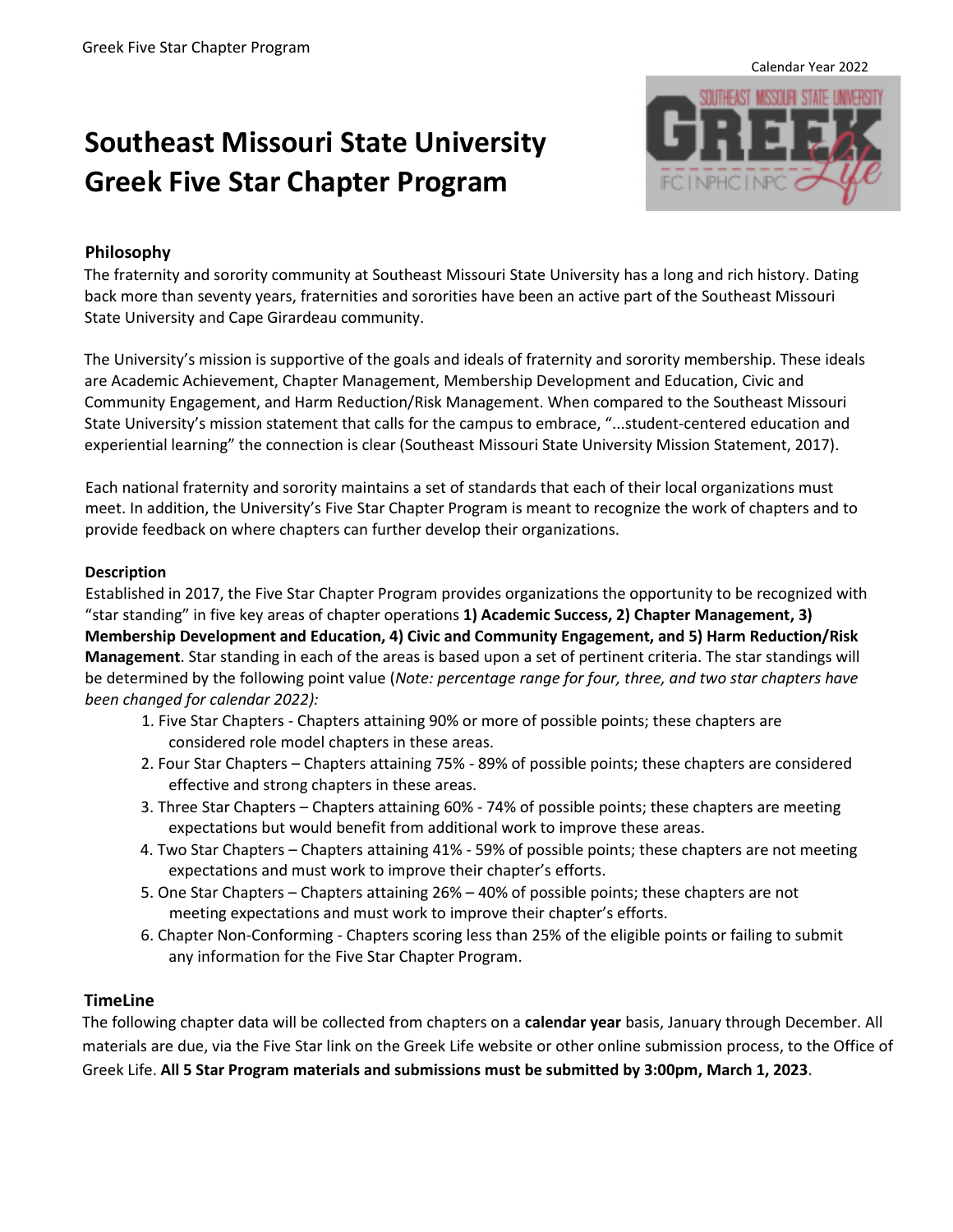Calendar Year 2022

# Southeast Missouri State University Greek Five Star Chapter Program

## Philosophy

The fraternity and sorority community at Southeast Missouri State University has a long and rich history. Dating back more than seventy years, fraternities and sororities have been an active part of the Southeast Missouri State University and Cape Girardeau community.

The University's mission is supportive of the goals and ideals of fraternity and sorority membership. These ideals are Academic Achievement, Chapter Management, Membership Development and Education, Civic and Community Engagement, and Harm Reduction/Risk Management. When compared to the Southeast Missouri State University's mission statement that calls for the campus to embrace, "...student-centered education and experiential learning" the connection is clear (Southeast Missouri State University Mission Statement, 2017).

Each national fraternity and sorority maintains a set of standards that each of their local organizations must meet. In addition, the University's Five Star Chapter Program is meant to recognize the work of chapters and to provide feedback on where chapters can further develop their organizations.

### Description

Established in 2017, the Five Star Chapter Program provides organizations the opportunity to be recognized with "star standing" in five key areas of chapter operations **1) Academic Success, 2) Chapter Management, 3) Membership Development and Education, 4) Civic and Community Engagement, and 5) Harm Reduction/Risk Management**. Star standing in each of the areas is based upon a set of pertinent criteria. The star standings will be determined by the following point value (*Note: percentage range for four, three, and two star chapters have been changed for calendar 2022):*

1. Five Star Chapters - Chapters attaining 90% or more of possible points; these chapters are considered role model chapters in these areas.
2. Four Star Chapters – Chapters attaining 75% - 89% of possible points; these chapters are considered effective and strong chapters in these areas.
3. Three Star Chapters – Chapters attaining 60% - 74% of possible points; these chapters are meeting expectations but would benefit from additional work to improve these areas.
4. Two Star Chapters – Chapters attaining 41% - 59% of possible points; these chapters are not meeting expectations and must work to improve their chapter's efforts.
5. One Star Chapters – Chapters attaining 26% – 40% of possible points; these chapters are not meeting expectations and must work to improve their chapter's efforts.
6. Chapter Non-Conforming - Chapters scoring less than 25% of the eligible points or failing to submit any information for the Five Star Chapter Program.

## TimeLine

The following chapter data will be collected from chapters on a **calendar year** basis, January through December. All materials are due, via the Five Star link on the Greek Life website or other online submission process, to the Office of Greek Life. **All 5 Star Program materials and submissions must be submitted by 3:00pm, March 1, 2023**.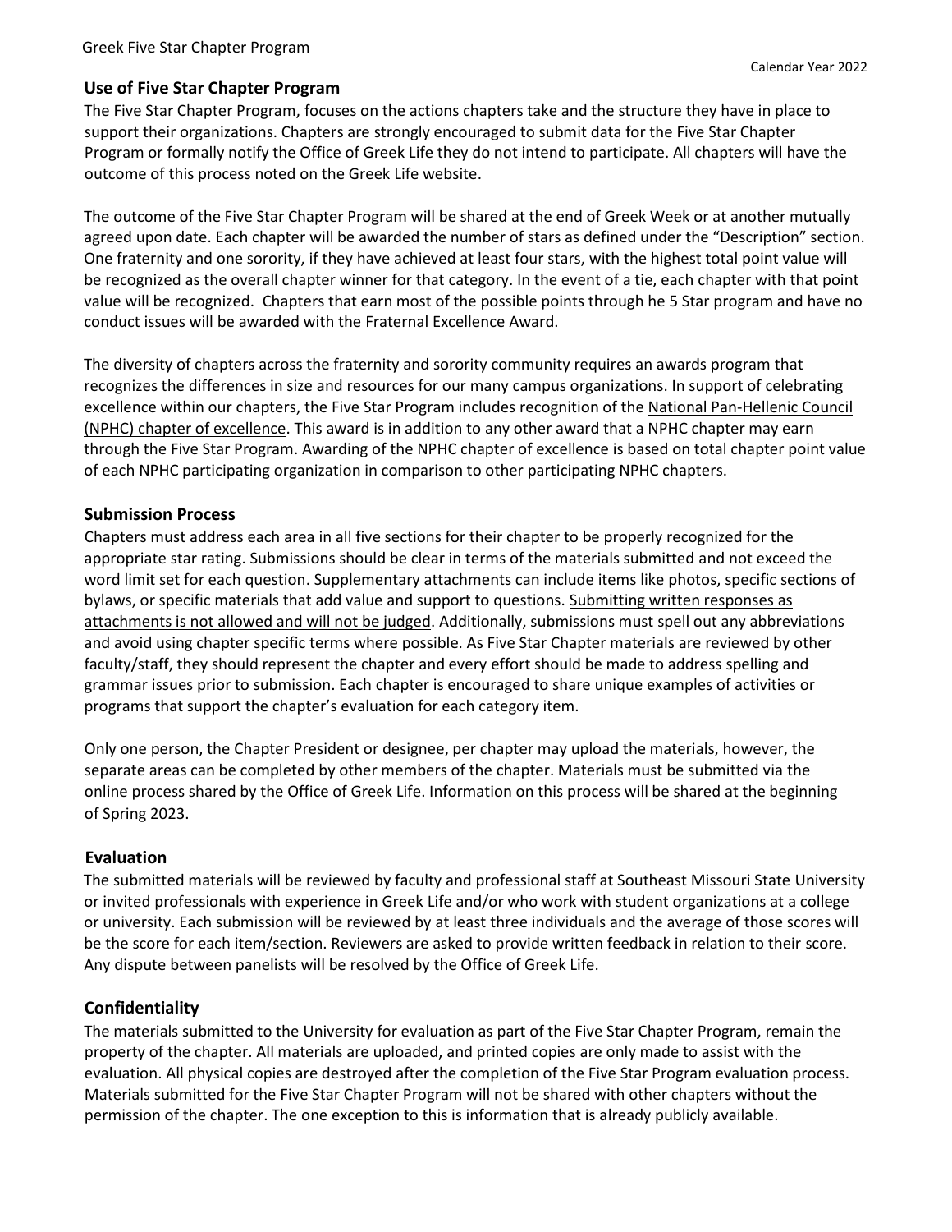## Use of Five Star Chapter Program

The Five Star Chapter Program, focuses on the actions chapters take and the structure they have in place to support their organizations. Chapters are strongly encouraged to submit data for the Five Star Chapter Program or formally notify the Office of Greek Life they do not intend to participate. All chapters will have the outcome of this process noted on the Greek Life website.

The outcome of the Five Star Chapter Program will be shared at the end of Greek Week or at another mutually agreed upon date. Each chapter will be awarded the number of stars as defined under the "Description" section. One fraternity and one sorority, if they have achieved at least four stars, with the highest total point value will be recognized as the overall chapter winner for that category. In the event of a tie, each chapter with that point value will be recognized. Chapters that earn most of the possible points through he 5 Star program and have no conduct issues will be awarded with the Fraternal Excellence Award.

The diversity of chapters across the fraternity and sorority community requires an awards program that recognizes the differences in size and resources for our many campus organizations. In support of celebrating excellence within our chapters, the Five Star Program includes recognition of the National Pan-Hellenic Council (NPHC) chapter of excellence. This award is in addition to any other award that a NPHC chapter may earn through the Five Star Program. Awarding of the NPHC chapter of excellence is based on total chapter point value of each NPHC participating organization in comparison to other participating NPHC chapters.

## Submission Process

Chapters must address each area in all five sections for their chapter to be properly recognized for the appropriate star rating. Submissions should be clear in terms of the materials submitted and not exceed the word limit set for each question. Supplementary attachments can include items like photos, specific sections of bylaws, or specific materials that add value and support to questions. Submitting written responses as attachments is not allowed and will not be judged. Additionally, submissions must spell out any abbreviations and avoid using chapter specific terms where possible. As Five Star Chapter materials are reviewed by other faculty/staff, they should represent the chapter and every effort should be made to address spelling and grammar issues prior to submission. Each chapter is encouraged to share unique examples of activities or programs that support the chapter's evaluation for each category item.

Only one person, the Chapter President or designee, per chapter may upload the materials, however, the separate areas can be completed by other members of the chapter. Materials must be submitted via the online process shared by the Office of Greek Life. Information on this process will be shared at the beginning of Spring 2023.

## Evaluation

The submitted materials will be reviewed by faculty and professional staff at Southeast Missouri State University or invited professionals with experience in Greek Life and/or who work with student organizations at a college or university. Each submission will be reviewed by at least three individuals and the average of those scores will be the score for each item/section. Reviewers are asked to provide written feedback in relation to their score. Any dispute between panelists will be resolved by the Office of Greek Life.

## Confidentiality

The materials submitted to the University for evaluation as part of the Five Star Chapter Program, remain the property of the chapter. All materials are uploaded, and printed copies are only made to assist with the evaluation. All physical copies are destroyed after the completion of the Five Star Program evaluation process. Materials submitted for the Five Star Chapter Program will not be shared with other chapters without the permission of the chapter. The one exception to this is information that is already publicly available.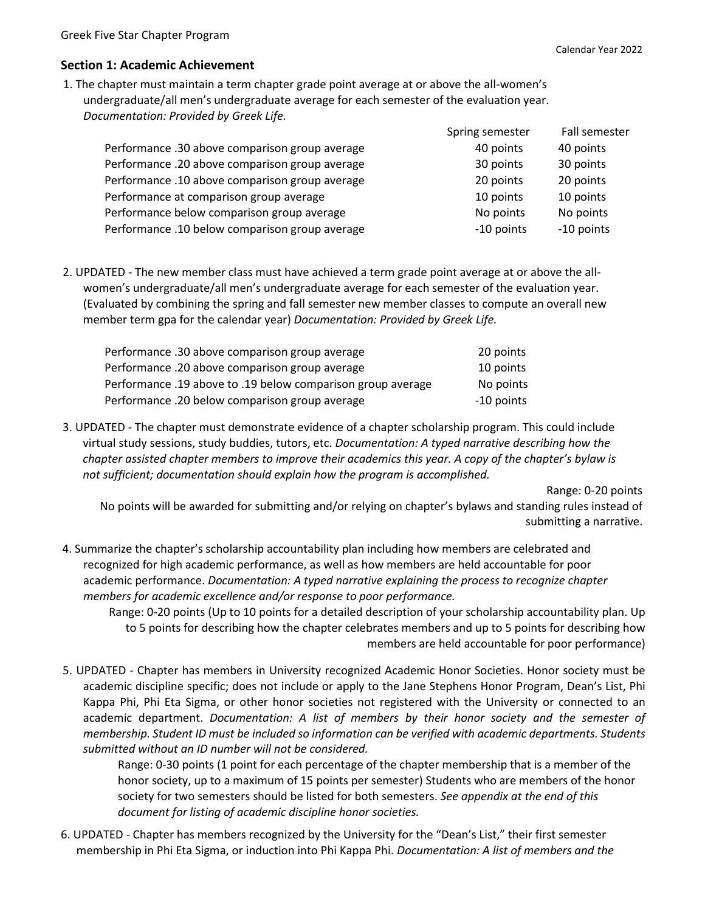## Section 1: Academic Achievement

1. The chapter must maintain a term chapter grade point average at or above the all-women's undergraduate/all men's undergraduate average for each semester of the evaluation year. *Documentation: Provided by Greek Life.*

| | Spring semester | Fall semester |
|---|---|---|
| Performance .30 above comparison group average | 40 points | 40 points |
| Performance .20 above comparison group average | 30 points | 30 points |
| Performance .10 above comparison group average | 20 points | 20 points |
| Performance at comparison group average | 10 points | 10 points |
| Performance below comparison group average | No points | No points |
| Performance .10 below comparison group average | -10 points | -10 points |

2. UPDATED - The new member class must have achieved a term grade point average at or above the all-women's undergraduate/all men's undergraduate average for each semester of the evaluation year. (Evaluated by combining the spring and fall semester new member classes to compute an overall new member term gpa for the calendar year) *Documentation: Provided by Greek Life.*

| | |
|---|---|
| Performance .30 above comparison group average | 20 points |
| Performance .20 above comparison group average | 10 points |
| Performance .19 above to .19 below comparison group average | No points |
| Performance .20 below comparison group average | -10 points |

3. UPDATED - The chapter must demonstrate evidence of a chapter scholarship program. This could include virtual study sessions, study buddies, tutors, etc. *Documentation: A typed narrative describing how the chapter assisted chapter members to improve their academics this year. A copy of the chapter's bylaw is not sufficient; documentation should explain how the program is accomplished.*

   Range: 0-20 points

   No points will be awarded for submitting and/or relying on chapter's bylaws and standing rules instead of submitting a narrative.

4. Summarize the chapter's scholarship accountability plan including how members are celebrated and recognized for high academic performance, as well as how members are held accountable for poor academic performance. *Documentation: A typed narrative explaining the process to recognize chapter members for academic excellence and/or response to poor performance.*

   Range: 0-20 points (Up to 10 points for a detailed description of your scholarship accountability plan. Up to 5 points for describing how the chapter celebrates members and up to 5 points for describing how members are held accountable for poor performance)

5. UPDATED - Chapter has members in University recognized Academic Honor Societies. Honor society must be academic discipline specific; does not include or apply to the Jane Stephens Honor Program, Dean's List, Phi Kappa Phi, Phi Eta Sigma, or other honor societies not registered with the University or connected to an academic department. *Documentation: A list of members by their honor society and the semester of membership. Student ID must be included so information can be verified with academic departments. Students submitted without an ID number will not be considered.*

   Range: 0-30 points (1 point for each percentage of the chapter membership that is a member of the honor society, up to a maximum of 15 points per semester) Students who are members of the honor society for two semesters should be listed for both semesters. *See appendix at the end of this document for listing of academic discipline honor societies.*

6. UPDATED - Chapter has members recognized by the University for the "Dean's List," their first semester membership in Phi Eta Sigma, or induction into Phi Kappa Phi. *Documentation: A list of members and the*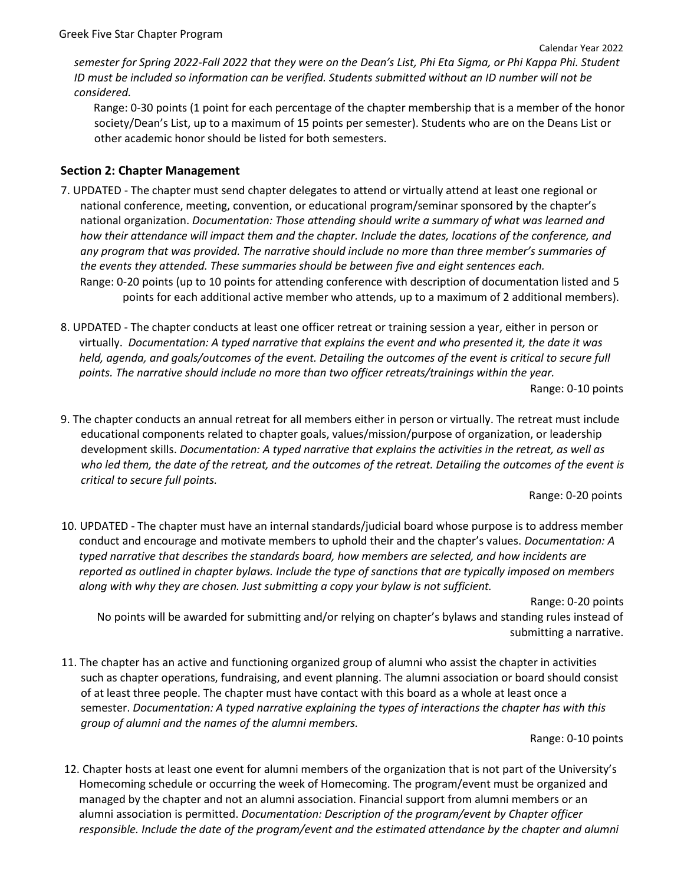*semester for Spring 2022-Fall 2022 that they were on the Dean's List, Phi Eta Sigma, or Phi Kappa Phi. Student ID must be included so information can be verified. Students submitted without an ID number will not be considered.*

Range: 0-30 points (1 point for each percentage of the chapter membership that is a member of the honor society/Dean's List, up to a maximum of 15 points per semester). Students who are on the Deans List or other academic honor should be listed for both semesters.

## Section 2: Chapter Management

7. UPDATED - The chapter must send chapter delegates to attend or virtually attend at least one regional or national conference, meeting, convention, or educational program/seminar sponsored by the chapter's national organization. *Documentation: Those attending should write a summary of what was learned and how their attendance will impact them and the chapter. Include the dates, locations of the conference, and any program that was provided. The narrative should include no more than three member's summaries of the events they attended. These summaries should be between five and eight sentences each.*
   Range: 0-20 points (up to 10 points for attending conference with description of documentation listed and 5 points for each additional active member who attends, up to a maximum of 2 additional members).

8. UPDATED - The chapter conducts at least one officer retreat or training session a year, either in person or virtually. *Documentation: A typed narrative that explains the event and who presented it, the date it was held, agenda, and goals/outcomes of the event. Detailing the outcomes of the event is critical to secure full points. The narrative should include no more than two officer retreats/trainings within the year.*
   Range: 0-10 points

9. The chapter conducts an annual retreat for all members either in person or virtually. The retreat must include educational components related to chapter goals, values/mission/purpose of organization, or leadership development skills. *Documentation: A typed narrative that explains the activities in the retreat, as well as who led them, the date of the retreat, and the outcomes of the retreat. Detailing the outcomes of the event is critical to secure full points.*
   Range: 0-20 points

10. UPDATED - The chapter must have an internal standards/judicial board whose purpose is to address member conduct and encourage and motivate members to uphold their and the chapter's values. *Documentation: A typed narrative that describes the standards board, how members are selected, and how incidents are reported as outlined in chapter bylaws. Include the type of sanctions that are typically imposed on members along with why they are chosen. Just submitting a copy your bylaw is not sufficient.*
    Range: 0-20 points
    No points will be awarded for submitting and/or relying on chapter's bylaws and standing rules instead of submitting a narrative.

11. The chapter has an active and functioning organized group of alumni who assist the chapter in activities such as chapter operations, fundraising, and event planning. The alumni association or board should consist of at least three people. The chapter must have contact with this board as a whole at least once a semester. *Documentation: A typed narrative explaining the types of interactions the chapter has with this group of alumni and the names of the alumni members.*
    Range: 0-10 points

12. Chapter hosts at least one event for alumni members of the organization that is not part of the University's Homecoming schedule or occurring the week of Homecoming. The program/event must be organized and managed by the chapter and not an alumni association. Financial support from alumni members or an alumni association is permitted. *Documentation: Description of the program/event by Chapter officer responsible. Include the date of the program/event and the estimated attendance by the chapter and alumni*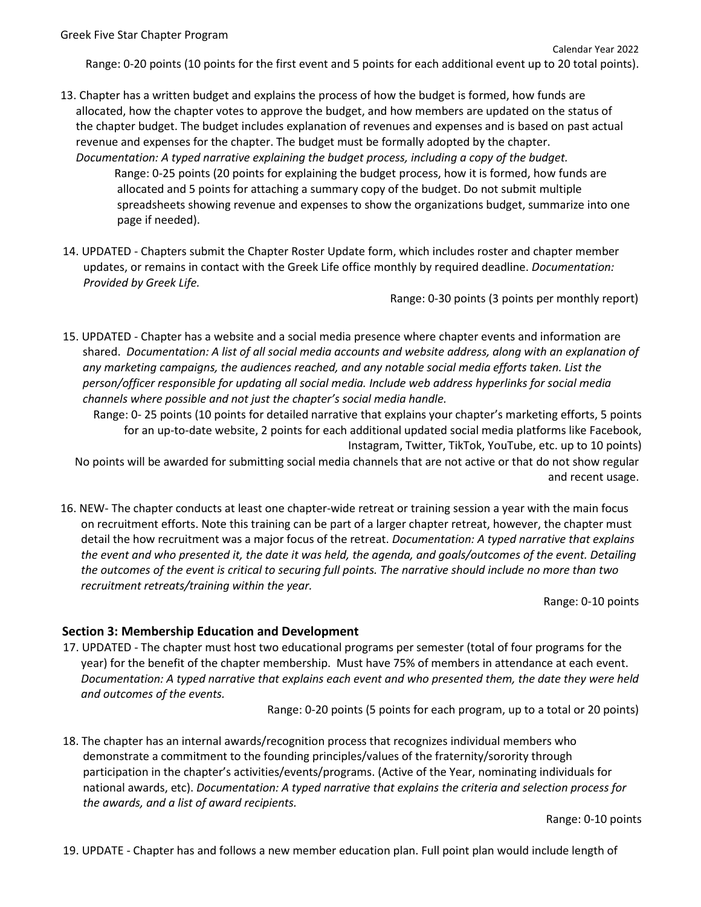Range: 0-20 points (10 points for the first event and 5 points for each additional event up to 20 total points).

13. Chapter has a written budget and explains the process of how the budget is formed, how funds are allocated, how the chapter votes to approve the budget, and how members are updated on the status of the chapter budget. The budget includes explanation of revenues and expenses and is based on past actual revenue and expenses for the chapter. The budget must be formally adopted by the chapter. *Documentation: A typed narrative explaining the budget process, including a copy of the budget.*

    Range: 0-25 points (20 points for explaining the budget process, how it is formed, how funds are allocated and 5 points for attaching a summary copy of the budget. Do not submit multiple spreadsheets showing revenue and expenses to show the organizations budget, summarize into one page if needed).

14. UPDATED - Chapters submit the Chapter Roster Update form, which includes roster and chapter member updates, or remains in contact with the Greek Life office monthly by required deadline. *Documentation: Provided by Greek Life.*

    Range: 0-30 points (3 points per monthly report)

15. UPDATED - Chapter has a website and a social media presence where chapter events and information are shared. *Documentation: A list of all social media accounts and website address, along with an explanation of any marketing campaigns, the audiences reached, and any notable social media efforts taken. List the person/officer responsible for updating all social media. Include web address hyperlinks for social media channels where possible and not just the chapter's social media handle.*

    Range: 0- 25 points (10 points for detailed narrative that explains your chapter's marketing efforts, 5 points for an up-to-date website, 2 points for each additional updated social media platforms like Facebook, Instagram, Twitter, TikTok, YouTube, etc. up to 10 points)

    No points will be awarded for submitting social media channels that are not active or that do not show regular and recent usage.

16. NEW- The chapter conducts at least one chapter-wide retreat or training session a year with the main focus on recruitment efforts. Note this training can be part of a larger chapter retreat, however, the chapter must detail the how recruitment was a major focus of the retreat. *Documentation: A typed narrative that explains the event and who presented it, the date it was held, the agenda, and goals/outcomes of the event. Detailing the outcomes of the event is critical to securing full points. The narrative should include no more than two recruitment retreats/training within the year.*

    Range: 0-10 points

## Section 3: Membership Education and Development

17. UPDATED - The chapter must host two educational programs per semester (total of four programs for the year) for the benefit of the chapter membership. Must have 75% of members in attendance at each event. *Documentation: A typed narrative that explains each event and who presented them, the date they were held and outcomes of the events.*

    Range: 0-20 points (5 points for each program, up to a total or 20 points)

18. The chapter has an internal awards/recognition process that recognizes individual members who demonstrate a commitment to the founding principles/values of the fraternity/sorority through participation in the chapter's activities/events/programs. (Active of the Year, nominating individuals for national awards, etc). *Documentation: A typed narrative that explains the criteria and selection process for the awards, and a list of award recipients.*

    Range: 0-10 points

19. UPDATE - Chapter has and follows a new member education plan. Full point plan would include length of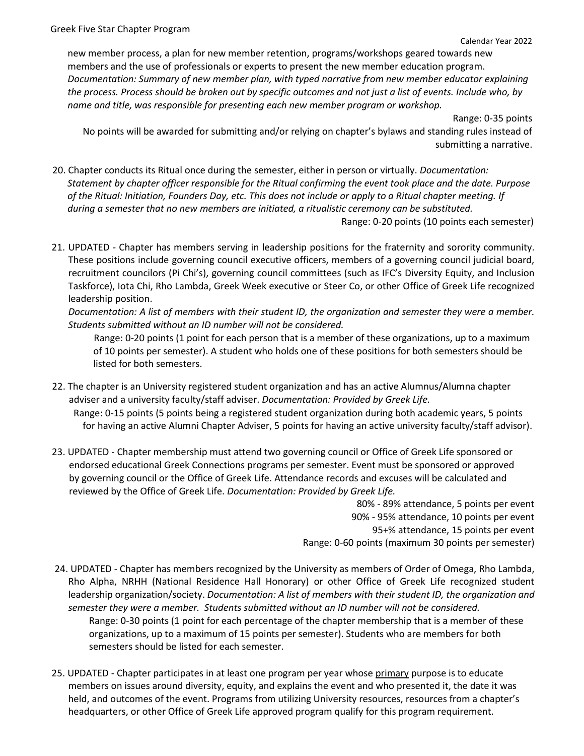new member process, a plan for new member retention, programs/workshops geared towards new members and the use of professionals or experts to present the new member education program. *Documentation: Summary of new member plan, with typed narrative from new member educator explaining the process. Process should be broken out by specific outcomes and not just a list of events. Include who, by name and title, was responsible for presenting each new member program or workshop.*

Range: 0-35 points

No points will be awarded for submitting and/or relying on chapter's bylaws and standing rules instead of submitting a narrative.

20. Chapter conducts its Ritual once during the semester, either in person or virtually. *Documentation: Statement by chapter officer responsible for the Ritual confirming the event took place and the date. Purpose of the Ritual: Initiation, Founders Day, etc. This does not include or apply to a Ritual chapter meeting. If during a semester that no new members are initiated, a ritualistic ceremony can be substituted.*

    Range: 0-20 points (10 points each semester)

21. UPDATED - Chapter has members serving in leadership positions for the fraternity and sorority community. These positions include governing council executive officers, members of a governing council judicial board, recruitment councilors (Pi Chi's), governing council committees (such as IFC's Diversity Equity, and Inclusion Taskforce), Iota Chi, Rho Lambda, Greek Week executive or Steer Co, or other Office of Greek Life recognized leadership position.

    *Documentation: A list of members with their student ID, the organization and semester they were a member. Students submitted without an ID number will not be considered.*

    Range: 0-20 points (1 point for each person that is a member of these organizations, up to a maximum of 10 points per semester). A student who holds one of these positions for both semesters should be listed for both semesters.

22. The chapter is an University registered student organization and has an active Alumnus/Alumna chapter adviser and a university faculty/staff adviser. *Documentation: Provided by Greek Life.*

    Range: 0-15 points (5 points being a registered student organization during both academic years, 5 points for having an active Alumni Chapter Adviser, 5 points for having an active university faculty/staff advisor).

23. UPDATED - Chapter membership must attend two governing council or Office of Greek Life sponsored or endorsed educational Greek Connections programs per semester. Event must be sponsored or approved by governing council or the Office of Greek Life. Attendance records and excuses will be calculated and reviewed by the Office of Greek Life. *Documentation: Provided by Greek Life.*

    80% - 89% attendance, 5 points per event
    90% - 95% attendance, 10 points per event
    95+% attendance, 15 points per event
    Range: 0-60 points (maximum 30 points per semester)

24. UPDATED - Chapter has members recognized by the University as members of Order of Omega, Rho Lambda, Rho Alpha, NRHH (National Residence Hall Honorary) or other Office of Greek Life recognized student leadership organization/society. *Documentation: A list of members with their student ID, the organization and semester they were a member. Students submitted without an ID number will not be considered.*

    Range: 0-30 points (1 point for each percentage of the chapter membership that is a member of these organizations, up to a maximum of 15 points per semester). Students who are members for both semesters should be listed for each semester.

25. UPDATED - Chapter participates in at least one program per year whose <u>primary</u> purpose is to educate members on issues around diversity, equity, and explains the event and who presented it, the date it was held, and outcomes of the event. Programs from utilizing University resources, resources from a chapter's headquarters, or other Office of Greek Life approved program qualify for this program requirement.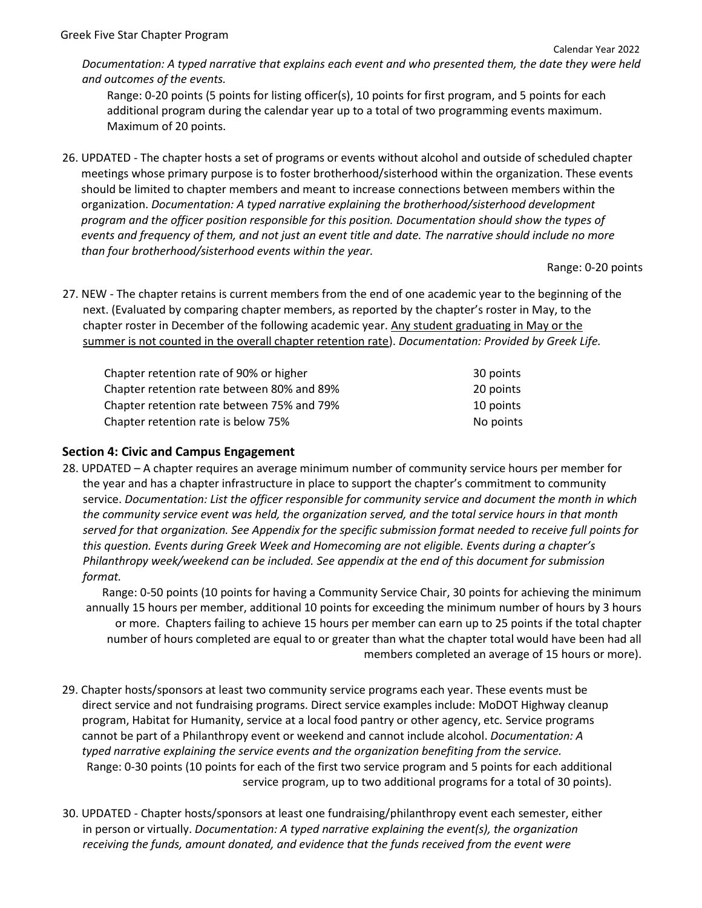*Documentation: A typed narrative that explains each event and who presented them, the date they were held and outcomes of the events.*

Range: 0-20 points (5 points for listing officer(s), 10 points for first program, and 5 points for each additional program during the calendar year up to a total of two programming events maximum. Maximum of 20 points.

26. UPDATED - The chapter hosts a set of programs or events without alcohol and outside of scheduled chapter meetings whose primary purpose is to foster brotherhood/sisterhood within the organization. These events should be limited to chapter members and meant to increase connections between members within the organization. *Documentation: A typed narrative explaining the brotherhood/sisterhood development program and the officer position responsible for this position. Documentation should show the types of events and frequency of them, and not just an event title and date. The narrative should include no more than four brotherhood/sisterhood events within the year.*

    Range: 0-20 points

27. NEW - The chapter retains is current members from the end of one academic year to the beginning of the next. (Evaluated by comparing chapter members, as reported by the chapter's roster in May, to the chapter roster in December of the following academic year. Any student graduating in May or the summer is not counted in the overall chapter retention rate). *Documentation: Provided by Greek Life.*

| | |
|---|---|
| Chapter retention rate of 90% or higher | 30 points |
| Chapter retention rate between 80% and 89% | 20 points |
| Chapter retention rate between 75% and 79% | 10 points |
| Chapter retention rate is below 75% | No points |

### Section 4: Civic and Campus Engagement

28. UPDATED – A chapter requires an average minimum number of community service hours per member for the year and has a chapter infrastructure in place to support the chapter's commitment to community service. *Documentation: List the officer responsible for community service and document the month in which the community service event was held, the organization served, and the total service hours in that month served for that organization. See Appendix for the specific submission format needed to receive full points for this question. Events during Greek Week and Homecoming are not eligible. Events during a chapter's Philanthropy week/weekend can be included. See appendix at the end of this document for submission format.*

    Range: 0-50 points (10 points for having a Community Service Chair, 30 points for achieving the minimum annually 15 hours per member, additional 10 points for exceeding the minimum number of hours by 3 hours or more. Chapters failing to achieve 15 hours per member can earn up to 25 points if the total chapter number of hours completed are equal to or greater than what the chapter total would have been had all members completed an average of 15 hours or more).

29. Chapter hosts/sponsors at least two community service programs each year. These events must be direct service and not fundraising programs. Direct service examples include: MoDOT Highway cleanup program, Habitat for Humanity, service at a local food pantry or other agency, etc. Service programs cannot be part of a Philanthropy event or weekend and cannot include alcohol. *Documentation: A typed narrative explaining the service events and the organization benefiting from the service.*

    Range: 0-30 points (10 points for each of the first two service program and 5 points for each additional service program, up to two additional programs for a total of 30 points).

30. UPDATED - Chapter hosts/sponsors at least one fundraising/philanthropy event each semester, either in person or virtually. *Documentation: A typed narrative explaining the event(s), the organization receiving the funds, amount donated, and evidence that the funds received from the event were*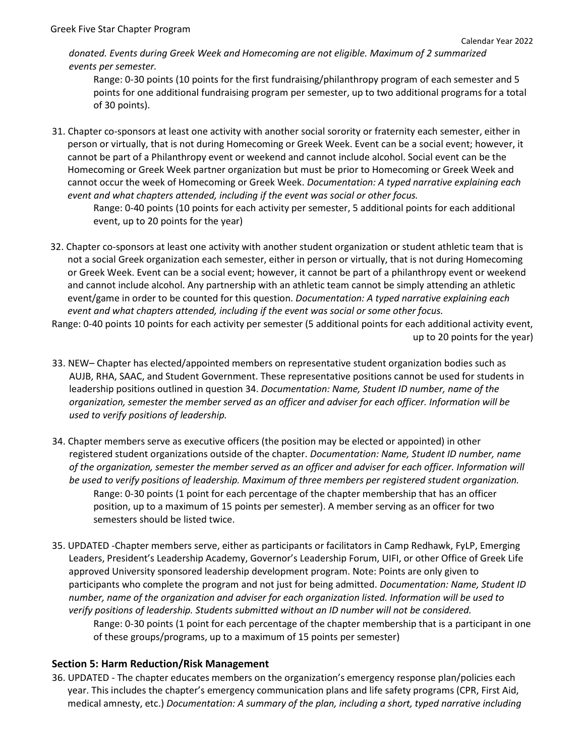*donated. Events during Greek Week and Homecoming are not eligible. Maximum of 2 summarized events per semester.*

Range: 0-30 points (10 points for the first fundraising/philanthropy program of each semester and 5 points for one additional fundraising program per semester, up to two additional programs for a total of 30 points).

31. Chapter co-sponsors at least one activity with another social sorority or fraternity each semester, either in person or virtually, that is not during Homecoming or Greek Week. Event can be a social event; however, it cannot be part of a Philanthropy event or weekend and cannot include alcohol. Social event can be the Homecoming or Greek Week partner organization but must be prior to Homecoming or Greek Week and cannot occur the week of Homecoming or Greek Week. *Documentation: A typed narrative explaining each event and what chapters attended, including if the event was social or other focus.*

    Range: 0-40 points (10 points for each activity per semester, 5 additional points for each additional event, up to 20 points for the year)

32. Chapter co-sponsors at least one activity with another student organization or student athletic team that is not a social Greek organization each semester, either in person or virtually, that is not during Homecoming or Greek Week. Event can be a social event; however, it cannot be part of a philanthropy event or weekend and cannot include alcohol. Any partnership with an athletic team cannot be simply attending an athletic event/game in order to be counted for this question. *Documentation: A typed narrative explaining each event and what chapters attended, including if the event was social or some other focus.*

Range: 0-40 points 10 points for each activity per semester (5 additional points for each additional activity event, up to 20 points for the year)

33. NEW– Chapter has elected/appointed members on representative student organization bodies such as AUJB, RHA, SAAC, and Student Government. These representative positions cannot be used for students in leadership positions outlined in question 34. *Documentation: Name, Student ID number, name of the organization, semester the member served as an officer and adviser for each officer. Information will be used to verify positions of leadership.*

34. Chapter members serve as executive officers (the position may be elected or appointed) in other registered student organizations outside of the chapter. *Documentation: Name, Student ID number, name of the organization, semester the member served as an officer and adviser for each officer. Information will be used to verify positions of leadership. Maximum of three members per registered student organization.*

    Range: 0-30 points (1 point for each percentage of the chapter membership that has an officer position, up to a maximum of 15 points per semester). A member serving as an officer for two semesters should be listed twice.

35. UPDATED -Chapter members serve, either as participants or facilitators in Camp Redhawk, FyLP, Emerging Leaders, President's Leadership Academy, Governor's Leadership Forum, UIFI, or other Office of Greek Life approved University sponsored leadership development program. Note: Points are only given to participants who complete the program and not just for being admitted. *Documentation: Name, Student ID number, name of the organization and adviser for each organization listed. Information will be used to verify positions of leadership. Students submitted without an ID number will not be considered.*

    Range: 0-30 points (1 point for each percentage of the chapter membership that is a participant in one of these groups/programs, up to a maximum of 15 points per semester)

## Section 5: Harm Reduction/Risk Management

36. UPDATED - The chapter educates members on the organization's emergency response plan/policies each year. This includes the chapter's emergency communication plans and life safety programs (CPR, First Aid, medical amnesty, etc.) *Documentation: A summary of the plan, including a short, typed narrative including*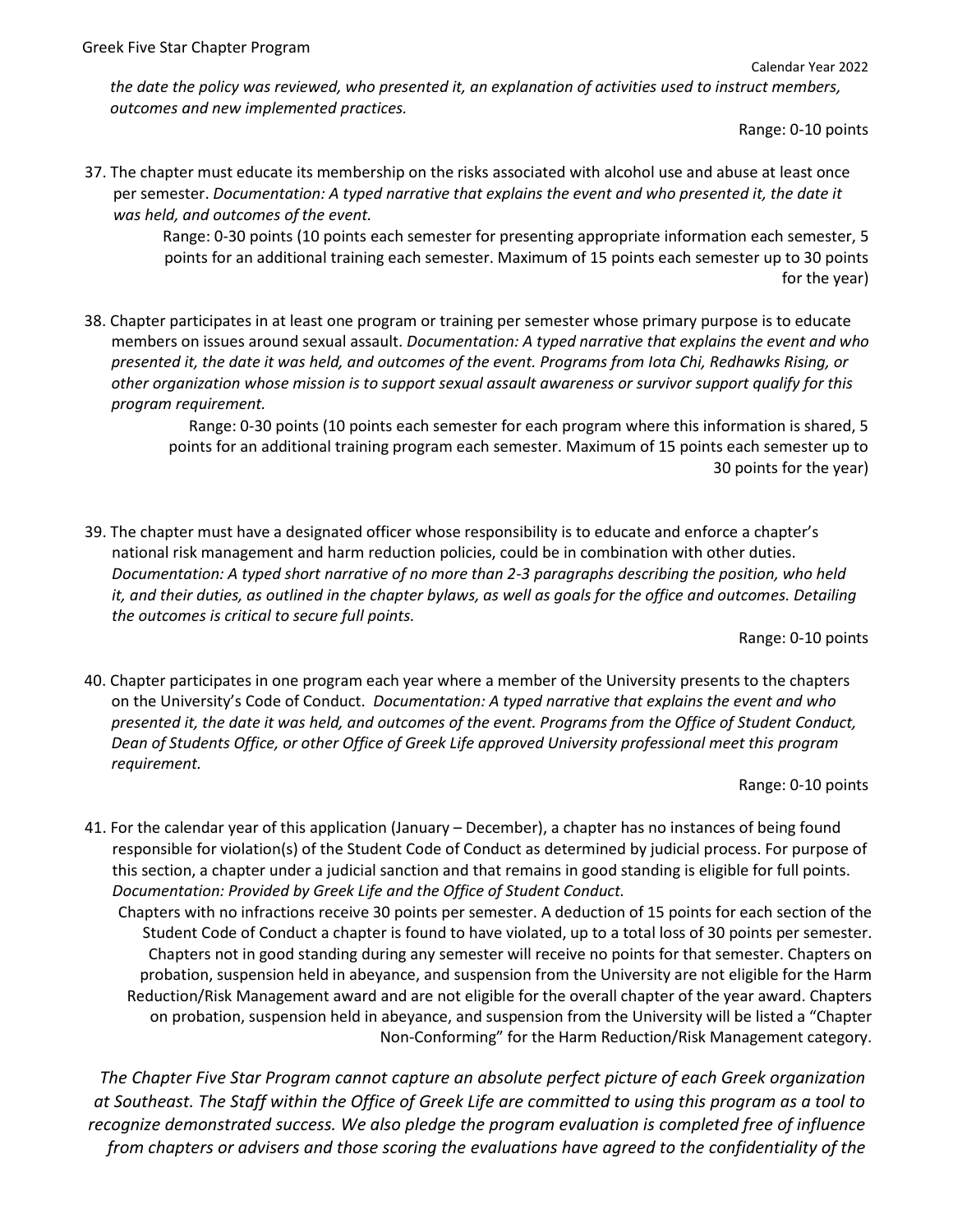*the date the policy was reviewed, who presented it, an explanation of activities used to instruct members, outcomes and new implemented practices.*

Range: 0-10 points

37. The chapter must educate its membership on the risks associated with alcohol use and abuse at least once per semester. *Documentation: A typed narrative that explains the event and who presented it, the date it was held, and outcomes of the event.*

    Range: 0-30 points (10 points each semester for presenting appropriate information each semester, 5 points for an additional training each semester. Maximum of 15 points each semester up to 30 points for the year)

38. Chapter participates in at least one program or training per semester whose primary purpose is to educate members on issues around sexual assault. *Documentation: A typed narrative that explains the event and who presented it, the date it was held, and outcomes of the event. Programs from Iota Chi, Redhawks Rising, or other organization whose mission is to support sexual assault awareness or survivor support qualify for this program requirement.*

    Range: 0-30 points (10 points each semester for each program where this information is shared, 5 points for an additional training program each semester. Maximum of 15 points each semester up to 30 points for the year)

39. The chapter must have a designated officer whose responsibility is to educate and enforce a chapter's national risk management and harm reduction policies, could be in combination with other duties. *Documentation: A typed short narrative of no more than 2-3 paragraphs describing the position, who held it, and their duties, as outlined in the chapter bylaws, as well as goals for the office and outcomes. Detailing the outcomes is critical to secure full points.*

    Range: 0-10 points

40. Chapter participates in one program each year where a member of the University presents to the chapters on the University's Code of Conduct. *Documentation: A typed narrative that explains the event and who presented it, the date it was held, and outcomes of the event. Programs from the Office of Student Conduct, Dean of Students Office, or other Office of Greek Life approved University professional meet this program requirement.*

    Range: 0-10 points

41. For the calendar year of this application (January – December), a chapter has no instances of being found responsible for violation(s) of the Student Code of Conduct as determined by judicial process. For purpose of this section, a chapter under a judicial sanction and that remains in good standing is eligible for full points. *Documentation: Provided by Greek Life and the Office of Student Conduct.*

    Chapters with no infractions receive 30 points per semester. A deduction of 15 points for each section of the Student Code of Conduct a chapter is found to have violated, up to a total loss of 30 points per semester. Chapters not in good standing during any semester will receive no points for that semester. Chapters on probation, suspension held in abeyance, and suspension from the University are not eligible for the Harm Reduction/Risk Management award and are not eligible for the overall chapter of the year award. Chapters on probation, suspension held in abeyance, and suspension from the University will be listed a "Chapter Non-Conforming" for the Harm Reduction/Risk Management category.

*The Chapter Five Star Program cannot capture an absolute perfect picture of each Greek organization at Southeast. The Staff within the Office of Greek Life are committed to using this program as a tool to recognize demonstrated success. We also pledge the program evaluation is completed free of influence from chapters or advisers and those scoring the evaluations have agreed to the confidentiality of the*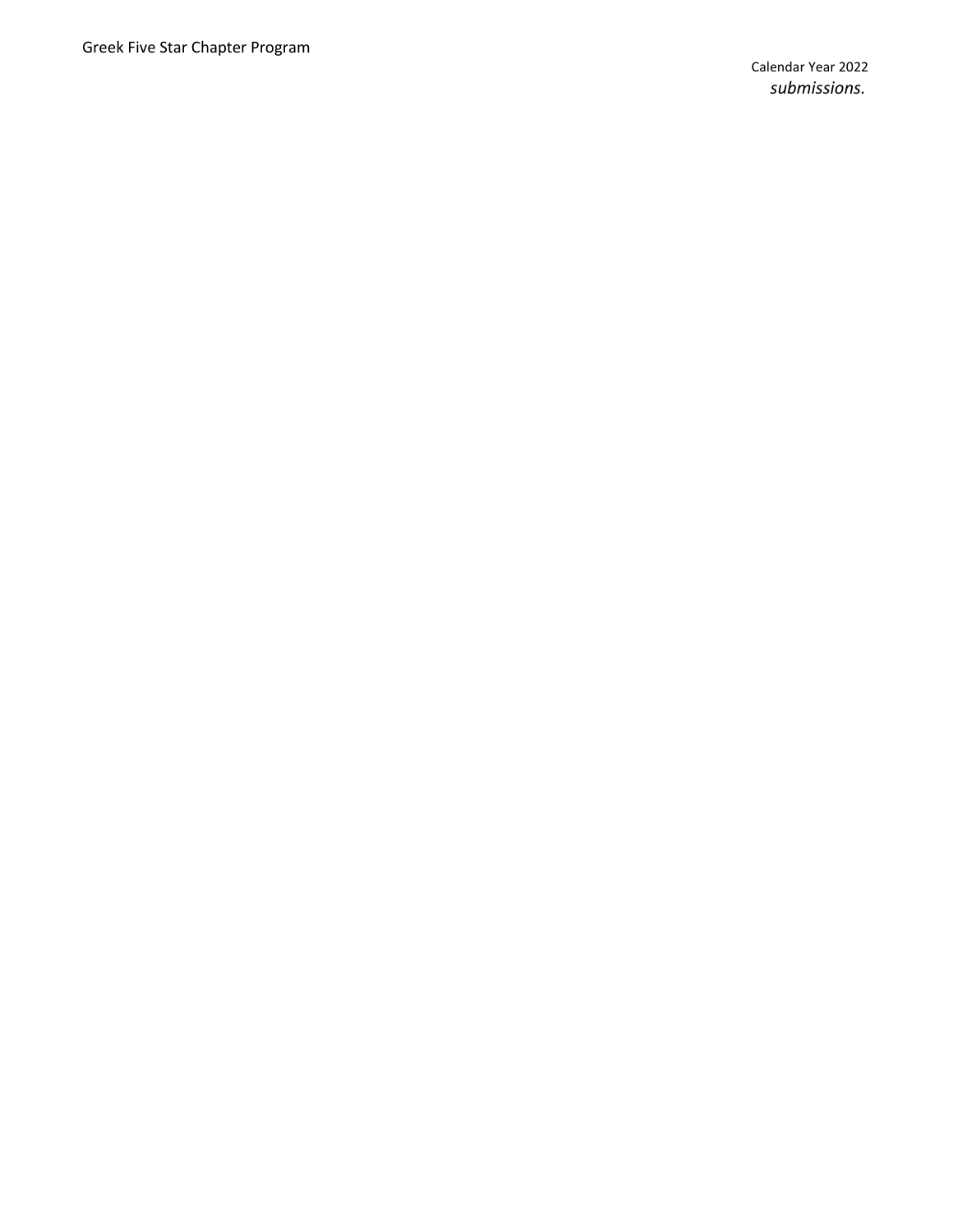*submissions.*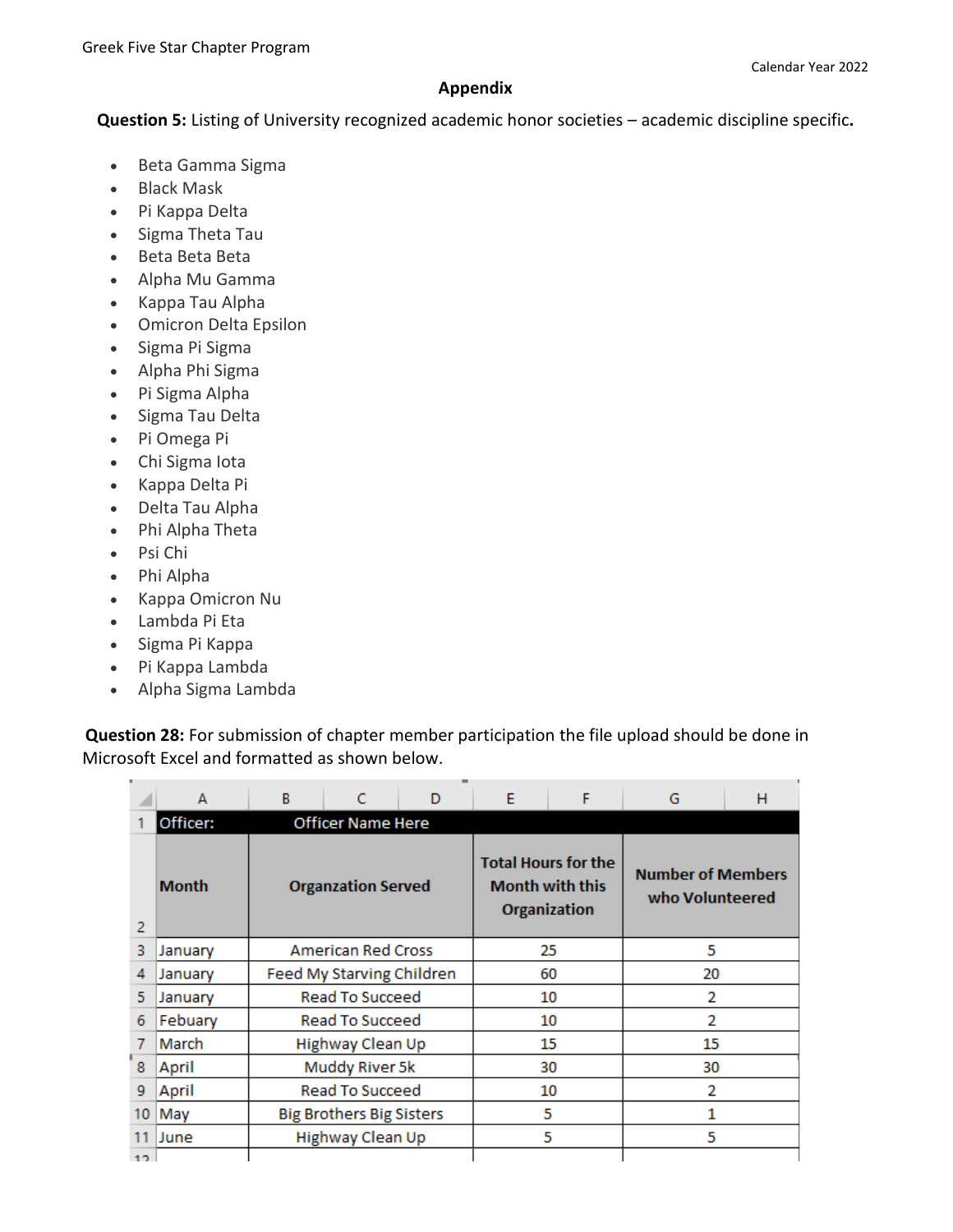## Appendix

**Question 5:** Listing of University recognized academic honor societies – academic discipline specific**.**

- Beta Gamma Sigma
- Black Mask
- Pi Kappa Delta
- Sigma Theta Tau
- Beta Beta Beta
- Alpha Mu Gamma
- Kappa Tau Alpha
- Omicron Delta Epsilon
- Sigma Pi Sigma
- Alpha Phi Sigma
- Pi Sigma Alpha
- Sigma Tau Delta
- Pi Omega Pi
- Chi Sigma Iota
- Kappa Delta Pi
- Delta Tau Alpha
- Phi Alpha Theta
- Psi Chi
- Phi Alpha
- Kappa Omicron Nu
- Lambda Pi Eta
- Sigma Pi Kappa
- Pi Kappa Lambda
- Alpha Sigma Lambda

**Question 28:** For submission of chapter member participation the file upload should be done in Microsoft Excel and formatted as shown below.

| | A | B–D | E–F | G–H |
|---|---|---|---|---|
| 1 | Officer: | Officer Name Here | | |
| 2 | **Month** | **Organzation Served** | **Total Hours for the Month with this Organization** | **Number of Members who Volunteered** |
| 3 | January | American Red Cross | 25 | 5 |
| 4 | January | Feed My Starving Children | 60 | 20 |
| 5 | January | Read To Succeed | 10 | 2 |
| 6 | Febuary | Read To Succeed | 10 | 2 |
| 7 | March | Highway Clean Up | 15 | 15 |
| 8 | April | Muddy River 5k | 30 | 30 |
| 9 | April | Read To Succeed | 10 | 2 |
| 10 | May | Big Brothers Big Sisters | 5 | 1 |
| 11 | June | Highway Clean Up | 5 | 5 |
| 12 | | | | |